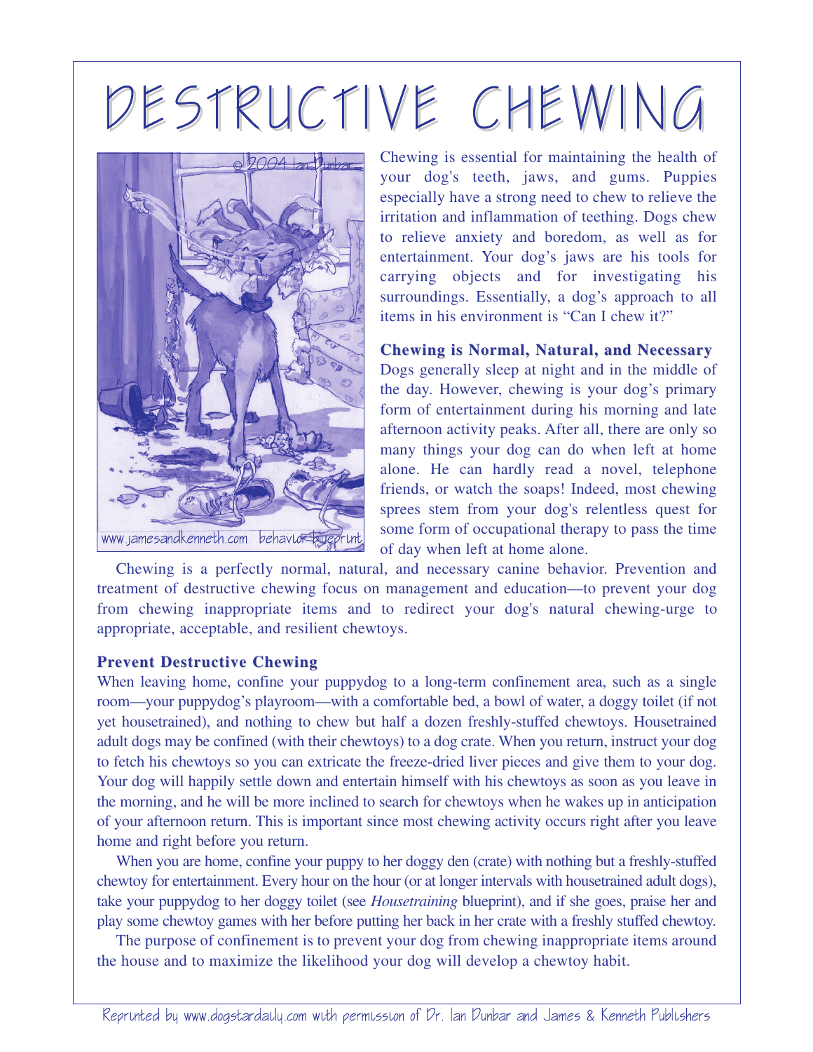# DESTRUCTIVE CHEWING

Chewing is essential for maintaining the health of your dog's teeth, jaws, and gums. Puppies especially have a strong need to chew to relieve the irritation and inflammation of teething. Dogs chew to relieve anxiety and boredom, as well as for entertainment. Your dog's jaws are his tools for carrying objects and for investigating his surroundings. Essentially, a dog's approach to all items in his environment is "Can I chew it?"

**Chewing is Normal, Natural, and Necessary**

Dogs generally sleep at night and in the middle of the day. However, chewing is your dog's primary form of entertainment during his morning and late afternoon activity peaks. After all, there are only so many things your dog can do when left at home alone. He can hardly read a novel, telephone friends, or watch the soaps! Indeed, most chewing sprees stem from your dog's relentless quest for some form of occupational therapy to pass the time of day when left at home alone.

Chewing is a perfectly normal, natural, and necessary canine behavior. Prevention and treatment of destructive chewing focus on management and education—to prevent your dog from chewing inappropriate items and to redirect your dog's natural chewing-urge to appropriate, acceptable, and resilient chewtoys.

**Prevent Destructive Chewing**

When leaving home, confine your puppydog to a long-term confinement area, such as a single room—your puppydog's playroom—with a comfortable bed, a bowl of water, a doggy toilet (if not yet housetrained), and nothing to chew but half a dozen freshly-stuffed chewtoys. Housetrained adult dogs may be confined (with their chewtoys) to a dog crate. When you return, instruct your dog to fetch his chewtoys so you can extricate the freeze-dried liver pieces and give them to your dog. Your dog will happily settle down and entertain himself with his chewtoys as soon as you leave in the morning, and he will be more inclined to search for chewtoys when he wakes up in anticipation of your afternoon return. This is important since most chewing activity occurs right after you leave home and right before you return.

When you are home, confine your puppy to her doggy den (crate) with nothing but a freshly-stuffed chewtoy for entertainment. Every hour on the hour (or at longer intervals with housetrained adult dogs), take your puppydog to her doggy toilet (see *Housetraining* blueprint), and if she goes, praise her and play some chewtoy games with her before putting her back in her crate with a freshly stuffed chewtoy.

The purpose of confinement is to prevent your dog from chewing inappropriate items around the house and to maximize the likelihood your dog will develop a chewtoy habit.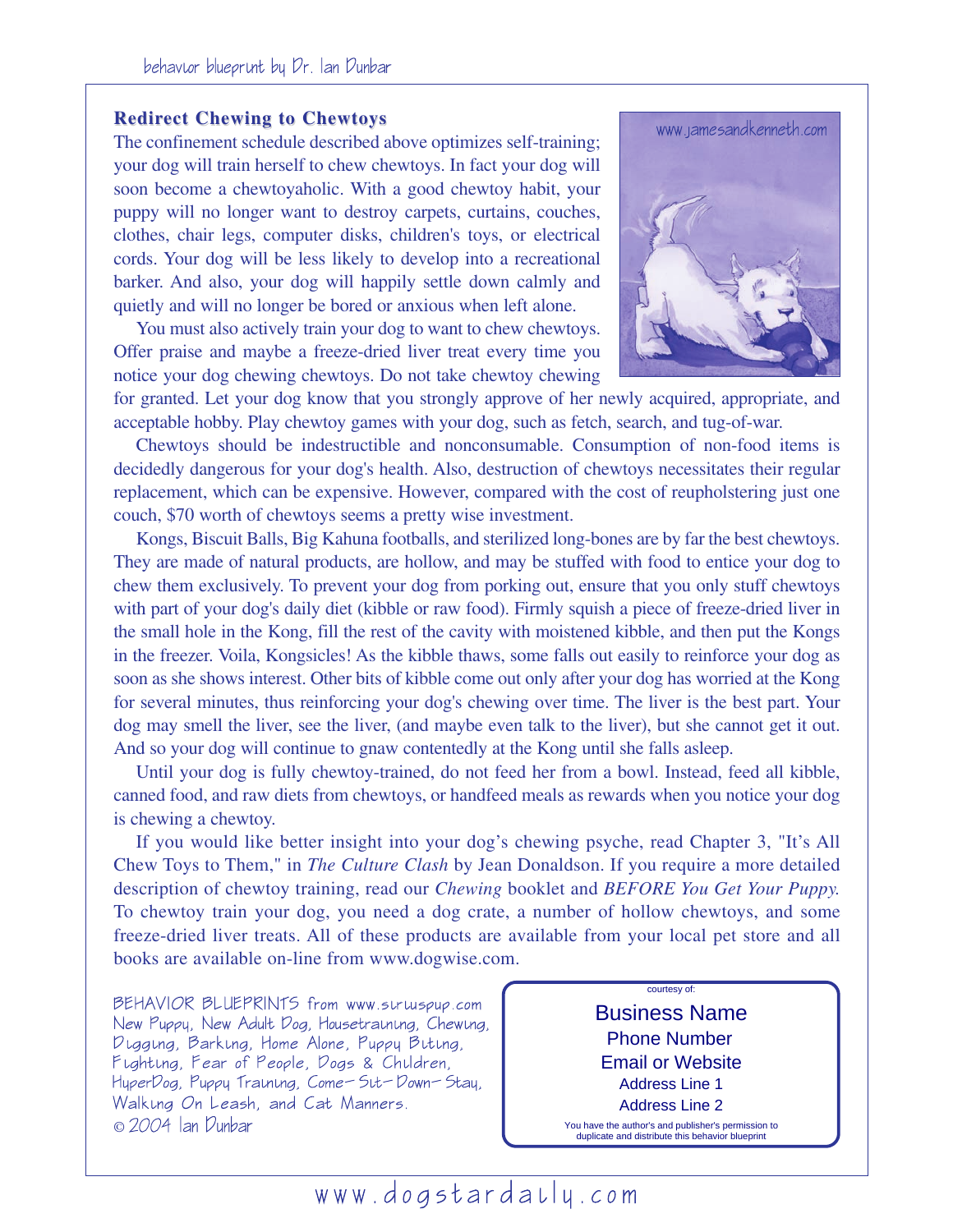## Redirect Chewing to Chewtoys

The confinement schedule described above optimizes self-training; your dog will train herself to chew chewtoys. In fact your dog will soon become a chewtoyaholic. With a good chewtoy habit, your puppy will no longer want to destroy carpets, curtains, couches, clothes, chair legs, computer disks, children's toys, or electrical cords. Your dog will be less likely to develop into a recreational barker. And also, your dog will happily settle down calmly and quietly and will no longer be bored or anxious when left alone.

You must also actively train your dog to want to chew chewtoys. Offer praise and maybe a freeze-dried liver treat every time you notice your dog chewing chewtoys. Do not take chewtoy chewing for granted. Let your dog know that you strongly approve of her newly acquired, appropriate, and acceptable hobby. Play chewtoy games with your dog, such as fetch, search, and tug-of-war.

Chewtoys should be indestructible and nonconsumable. Consumption of non-food items is decidedly dangerous for your dog's health. Also, destruction of chewtoys necessitates their regular replacement, which can be expensive. However, compared with the cost of reupholstering just one couch, $70 worth of chewtoys seems a pretty wise investment.

Kongs, Biscuit Balls, Big Kahuna footballs, and sterilized long-bones are by far the best chewtoys. They are made of natural products, are hollow, and may be stuffed with food to entice your dog to chew them exclusively. To prevent your dog from porking out, ensure that you only stuff chewtoys with part of your dog's daily diet (kibble or raw food). Firmly squish a piece of freeze-dried liver in the small hole in the Kong, fill the rest of the cavity with moistened kibble, and then put the Kongs in the freezer. Voila, Kongsicles! As the kibble thaws, some falls out easily to reinforce your dog as soon as she shows interest. Other bits of kibble come out only after your dog has worried at the Kong for several minutes, thus reinforcing your dog's chewing over time. The liver is the best part. Your dog may smell the liver, see the liver, (and maybe even talk to the liver), but she cannot get it out. And so your dog will continue to gnaw contentedly at the Kong until she falls asleep.

Until your dog is fully chewtoy-trained, do not feed her from a bowl. Instead, feed all kibble, canned food, and raw diets from chewtoys, or handfeed meals as rewards when you notice your dog is chewing a chewtoy.

If you would like better insight into your dog's chewing psyche, read Chapter 3, "It's All Chew Toys to Them," in *The Culture Clash* by Jean Donaldson. If you require a more detailed description of chewtoy training, read our *Chewing* booklet and *BEFORE You Get Your Puppy.* To chewtoy train your dog, you need a dog crate, a number of hollow chewtoys, and some freeze-dried liver treats. All of these products are available from your local pet store and all books are available on-line from www.dogwise.com.

www.jamesandkenneth.com

BEHAVIOR BLUEPRINTS from www.siriuspup.com
New Puppy, New Adult Dog, Housetraining, Chewing, Digging, Barking, Home Alone, Puppy Biting, Fighting, Fear of People, Dogs & Children, HyperDog, Puppy Training, Come-Sit-Down-Stay, Walking On Leash, and Cat Manners.
© 2004 Ian Dunbar

courtesy of:

Business Name
Phone Number
Email or Website
Address Line 1
Address Line 2

You have the author's and publisher's permission to duplicate and distribute this behavior blueprint